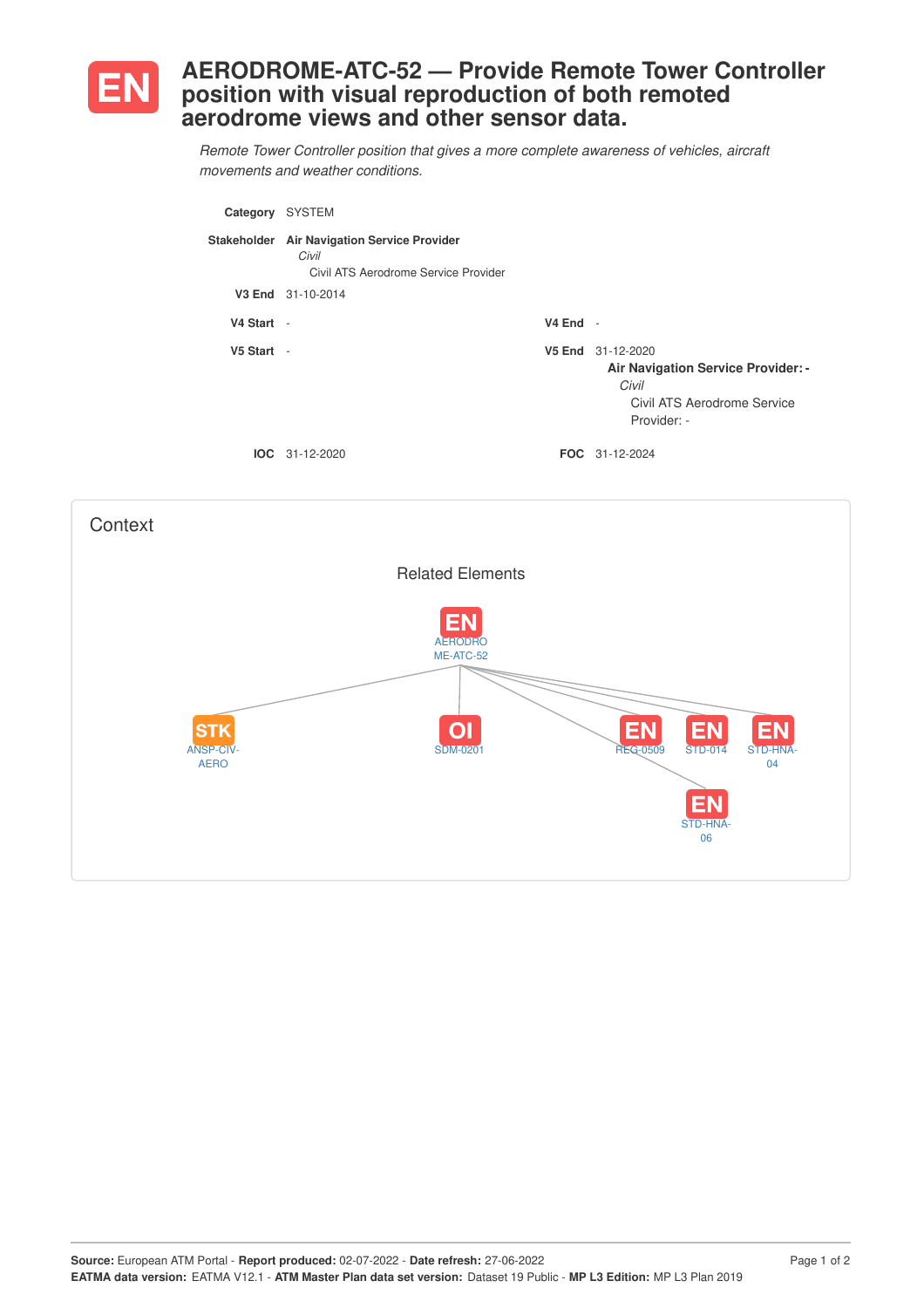# EN AERODROME-ATC-52 — Provide Remote Tower Controller position with visual reproduction of both remoted aerodrome views and other sensor data.

*Remote Tower Controller position that gives a more complete awareness of vehicles, aircraft movements and weather conditions.*

**Category** SYSTEM

**Stakeholder** **Air Navigation Service Provider**
*Civil*
Civil ATS Aerodrome Service Provider

**V3 End** 31-10-2014

**V4 Start** -

**V4 End** -

**V5 Start** -

**V5 End** 31-12-2020
**Air Navigation Service Provider: -**
*Civil*
Civil ATS Aerodrome Service Provider: -

**IOC** 31-12-2020

**FOC** 31-12-2024

## Context

### Related Elements

- EN AERODROME-ATC-52
  - STK ANSP-CIV-AERO
  - OI SDM-0201
  - EN REG-0509
  - EN STD-014
  - EN STD-HNA-04
  - EN STD-HNA-06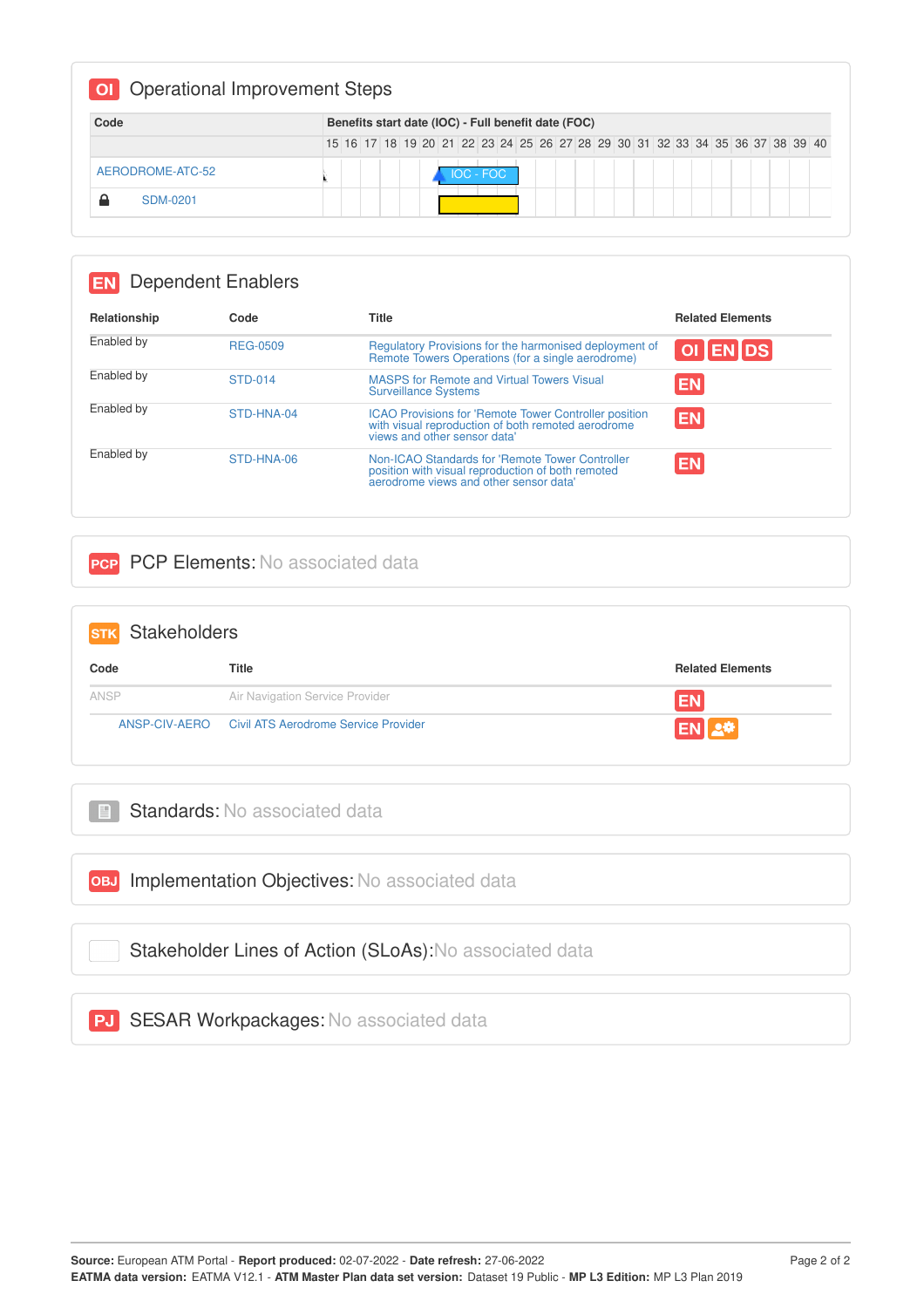## OI Operational Improvement Steps

| Code | Benefits start date (IOC) - Full benefit date (FOC) |
|---|---|
| | 15 16 17 18 19 20 21 22 23 24 25 26 27 28 29 30 31 32 33 34 35 36 37 38 39 40 |
| AERODROME-ATC-52 | IOC - FOC |
| SDM-0201 | |

## EN Dependent Enablers

| Relationship | Code | Title | Related Elements |
|---|---|---|---|
| Enabled by | REG-0509 | Regulatory Provisions for the harmonised deployment of Remote Towers Operations (for a single aerodrome) | OI EN DS |
| Enabled by | STD-014 | MASPS for Remote and Virtual Towers Visual Surveillance Systems | EN |
| Enabled by | STD-HNA-04 | ICAO Provisions for 'Remote Tower Controller position with visual reproduction of both remoted aerodrome views and other sensor data' | EN |
| Enabled by | STD-HNA-06 | Non-ICAO Standards for 'Remote Tower Controller position with visual reproduction of both remoted aerodrome views and other sensor data' | EN |

## PCP PCP Elements: No associated data

## STK Stakeholders

| Code | Title | Related Elements |
|---|---|---|
| ANSP | Air Navigation Service Provider | EN |
| ANSP-CIV-AERO | Civil ATS Aerodrome Service Provider | EN |

## Standards: No associated data

## OBJ Implementation Objectives: No associated data

## Stakeholder Lines of Action (SLoAs): No associated data

## PJ SESAR Workpackages: No associated data

**Source:** European ATM Portal - **Report produced:** 02-07-2022 - **Date refresh:** 27-06-2022
**EATMA data version:** EATMA V12.1 - **ATM Master Plan data set version:** Dataset 19 Public - **MP L3 Edition:** MP L3 Plan 2019